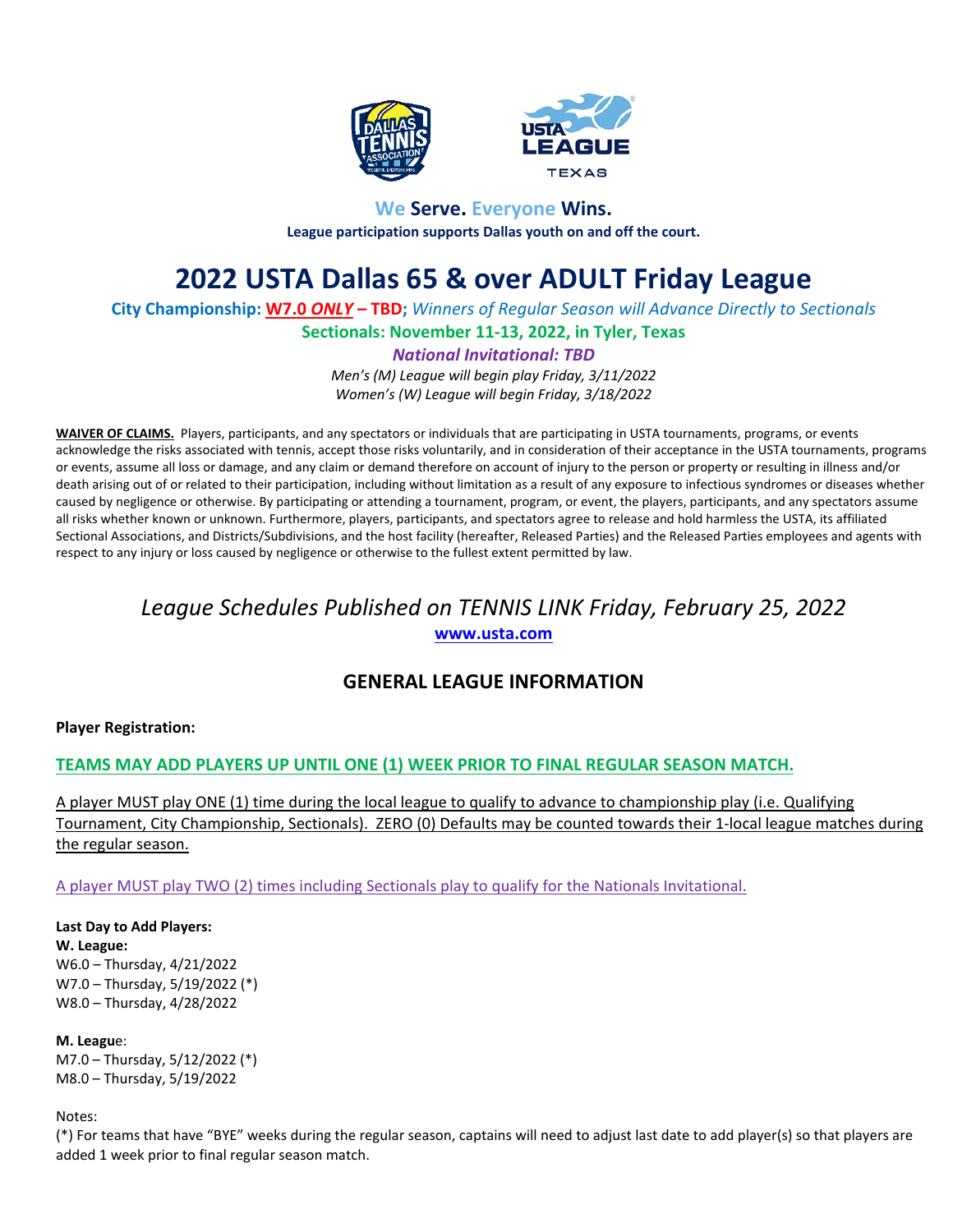**We Serve. Everyone Wins.**

**League participation supports Dallas youth on and off the court.**

# 2022 USTA Dallas 65 & over ADULT Friday League

**City Championship: W7.0 *ONLY* – TBD;** *Winners of Regular Season will Advance Directly to Sectionals*

**Sectionals: November 11-13, 2022, in Tyler, Texas**

***National Invitational: TBD***

*Men's (M) League will begin play Friday, 3/11/2022*

*Women's (W) League will begin Friday, 3/18/2022*

**WAIVER OF CLAIMS.** Players, participants, and any spectators or individuals that are participating in USTA tournaments, programs, or events acknowledge the risks associated with tennis, accept those risks voluntarily, and in consideration of their acceptance in the USTA tournaments, programs or events, assume all loss or damage, and any claim or demand therefore on account of injury to the person or property or resulting in illness and/or death arising out of or related to their participation, including without limitation as a result of any exposure to infectious syndromes or diseases whether caused by negligence or otherwise. By participating or attending a tournament, program, or event, the players, participants, and any spectators assume all risks whether known or unknown. Furthermore, players, participants, and spectators agree to release and hold harmless the USTA, its affiliated Sectional Associations, and Districts/Subdivisions, and the host facility (hereafter, Released Parties) and the Released Parties employees and agents with respect to any injury or loss caused by negligence or otherwise to the fullest extent permitted by law.

*League Schedules Published on TENNIS LINK Friday, February 25, 2022*

**www.usta.com**

## GENERAL LEAGUE INFORMATION

**Player Registration:**

**TEAMS MAY ADD PLAYERS UP UNTIL ONE (1) WEEK PRIOR TO FINAL REGULAR SEASON MATCH.**

A player MUST play ONE (1) time during the local league to qualify to advance to championship play (i.e. Qualifying Tournament, City Championship, Sectionals). ZERO (0) Defaults may be counted towards their 1-local league matches during the regular season.

A player MUST play TWO (2) times including Sectionals play to qualify for the Nationals Invitational.

**Last Day to Add Players:**

**W. League:**

W6.0 – Thursday, 4/21/2022
W7.0 – Thursday, 5/19/2022 (*)
W8.0 – Thursday, 4/28/2022

**M. League:**

M7.0 – Thursday, 5/12/2022 (*)
M8.0 – Thursday, 5/19/2022

Notes:

(*) For teams that have "BYE" weeks during the regular season, captains will need to adjust last date to add player(s) so that players are added 1 week prior to final regular season match.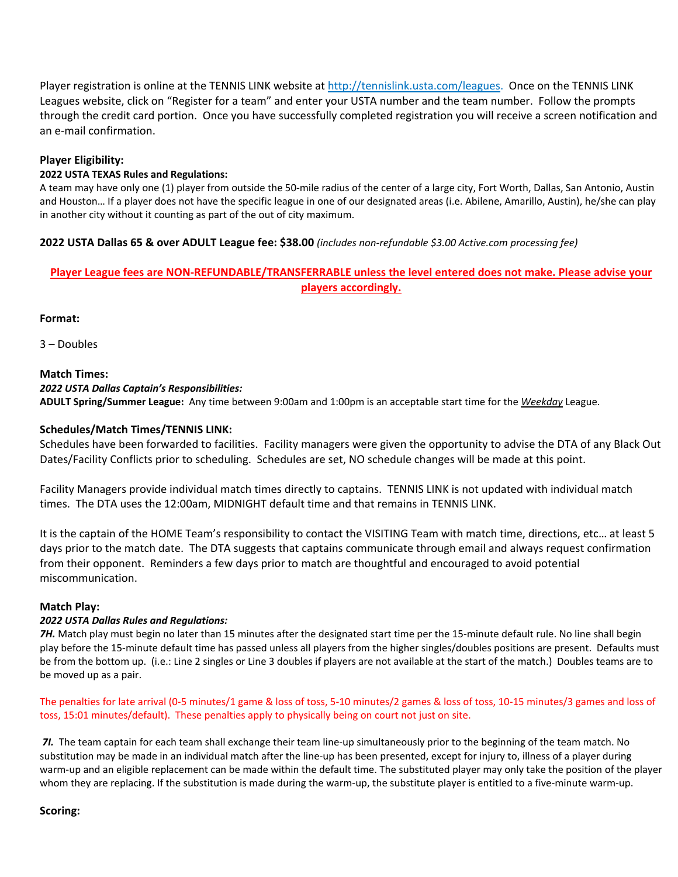Player registration is online at the TENNIS LINK website at [http://tennislink.usta.com/leagues.](http://tennislink.usta.com/leagues) Once on the TENNIS LINK Leagues website, click on "Register for a team" and enter your USTA number and the team number. Follow the prompts through the credit card portion. Once you have successfully completed registration you will receive a screen notification and an e-mail confirmation.

**Player Eligibility:**

**2022 USTA TEXAS Rules and Regulations:**

A team may have only one (1) player from outside the 50-mile radius of the center of a large city, Fort Worth, Dallas, San Antonio, Austin and Houston… If a player does not have the specific league in one of our designated areas (i.e. Abilene, Amarillo, Austin), he/she can play in another city without it counting as part of the out of city maximum.

**2022 USTA Dallas 65 & over ADULT League fee: $38.00** *(includes non-refundable $3.00 Active.com processing fee)*

**Player League fees are NON-REFUNDABLE/TRANSFERRABLE unless the level entered does not make. Please advise your players accordingly.**

**Format:**

3 – Doubles

**Match Times:**

***2022 USTA Dallas Captain's Responsibilities:***

**ADULT Spring/Summer League:** Any time between 9:00am and 1:00pm is an acceptable start time for the ***Weekday*** League.

**Schedules/Match Times/TENNIS LINK:**

Schedules have been forwarded to facilities. Facility managers were given the opportunity to advise the DTA of any Black Out Dates/Facility Conflicts prior to scheduling. Schedules are set, NO schedule changes will be made at this point.

Facility Managers provide individual match times directly to captains. TENNIS LINK is not updated with individual match times. The DTA uses the 12:00am, MIDNIGHT default time and that remains in TENNIS LINK.

It is the captain of the HOME Team's responsibility to contact the VISITING Team with match time, directions, etc… at least 5 days prior to the match date. The DTA suggests that captains communicate through email and always request confirmation from their opponent. Reminders a few days prior to match are thoughtful and encouraged to avoid potential miscommunication.

**Match Play:**

***2022 USTA Dallas Rules and Regulations:***

***7H.*** Match play must begin no later than 15 minutes after the designated start time per the 15-minute default rule. No line shall begin play before the 15-minute default time has passed unless all players from the higher singles/doubles positions are present. Defaults must be from the bottom up. (i.e.: Line 2 singles or Line 3 doubles if players are not available at the start of the match.) Doubles teams are to be moved up as a pair.

The penalties for late arrival (0-5 minutes/1 game & loss of toss, 5-10 minutes/2 games & loss of toss, 10-15 minutes/3 games and loss of toss, 15:01 minutes/default). These penalties apply to physically being on court not just on site.

***7I.*** The team captain for each team shall exchange their team line-up simultaneously prior to the beginning of the team match. No substitution may be made in an individual match after the line-up has been presented, except for injury to, illness of a player during warm-up and an eligible replacement can be made within the default time. The substituted player may only take the position of the player whom they are replacing. If the substitution is made during the warm-up, the substitute player is entitled to a five-minute warm-up.

**Scoring:**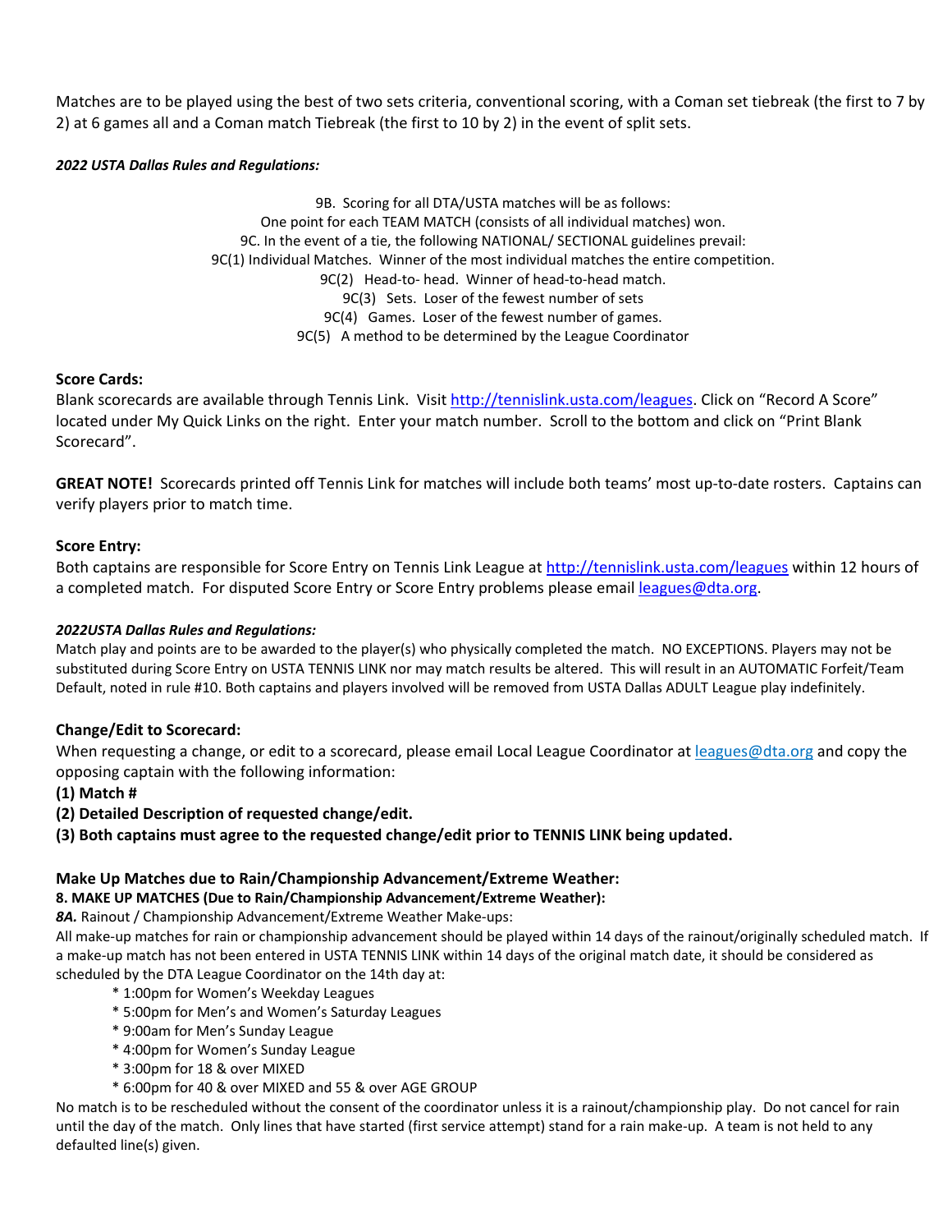Matches are to be played using the best of two sets criteria, conventional scoring, with a Coman set tiebreak (the first to 7 by 2) at 6 games all and a Coman match Tiebreak (the first to 10 by 2) in the event of split sets.

***2022 USTA Dallas Rules and Regulations:***

9B. Scoring for all DTA/USTA matches will be as follows:
One point for each TEAM MATCH (consists of all individual matches) won.
9C. In the event of a tie, the following NATIONAL/ SECTIONAL guidelines prevail:
9C(1) Individual Matches. Winner of the most individual matches the entire competition.
9C(2) Head-to- head. Winner of head-to-head match.
9C(3) Sets. Loser of the fewest number of sets
9C(4) Games. Loser of the fewest number of games.
9C(5) A method to be determined by the League Coordinator

**Score Cards:**
Blank scorecards are available through Tennis Link. Visit http://tennislink.usta.com/leagues. Click on "Record A Score" located under My Quick Links on the right. Enter your match number. Scroll to the bottom and click on "Print Blank Scorecard".

**GREAT NOTE!** Scorecards printed off Tennis Link for matches will include both teams' most up-to-date rosters. Captains can verify players prior to match time.

**Score Entry:**
Both captains are responsible for Score Entry on Tennis Link League at http://tennislink.usta.com/leagues within 12 hours of a completed match. For disputed Score Entry or Score Entry problems please email leagues@dta.org.

***2022USTA Dallas Rules and Regulations:***
Match play and points are to be awarded to the player(s) who physically completed the match. NO EXCEPTIONS. Players may not be substituted during Score Entry on USTA TENNIS LINK nor may match results be altered. This will result in an AUTOMATIC Forfeit/Team Default, noted in rule #10. Both captains and players involved will be removed from USTA Dallas ADULT League play indefinitely.

**Change/Edit to Scorecard:**
When requesting a change, or edit to a scorecard, please email Local League Coordinator at leagues@dta.org and copy the opposing captain with the following information:
**(1) Match #**
**(2) Detailed Description of requested change/edit.**
**(3) Both captains must agree to the requested change/edit prior to TENNIS LINK being updated.**

**Make Up Matches due to Rain/Championship Advancement/Extreme Weather:**
**8. MAKE UP MATCHES (Due to Rain/Championship Advancement/Extreme Weather):**
*8A.* Rainout / Championship Advancement/Extreme Weather Make-ups:
All make-up matches for rain or championship advancement should be played within 14 days of the rainout/originally scheduled match. If a make-up match has not been entered in USTA TENNIS LINK within 14 days of the original match date, it should be considered as scheduled by the DTA League Coordinator on the 14th day at:

- 1:00pm for Women's Weekday Leagues
- 5:00pm for Men's and Women's Saturday Leagues
- 9:00am for Men's Sunday League
- 4:00pm for Women's Sunday League
- 3:00pm for 18 & over MIXED
- 6:00pm for 40 & over MIXED and 55 & over AGE GROUP

No match is to be rescheduled without the consent of the coordinator unless it is a rainout/championship play. Do not cancel for rain until the day of the match. Only lines that have started (first service attempt) stand for a rain make-up. A team is not held to any defaulted line(s) given.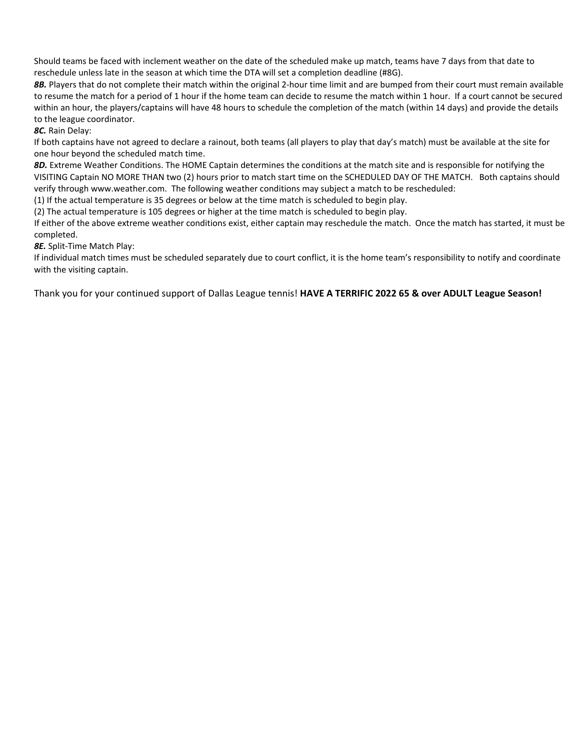Should teams be faced with inclement weather on the date of the scheduled make up match, teams have 7 days from that date to reschedule unless late in the season at which time the DTA will set a completion deadline (#8G).

***8B.*** Players that do not complete their match within the original 2-hour time limit and are bumped from their court must remain available to resume the match for a period of 1 hour if the home team can decide to resume the match within 1 hour. If a court cannot be secured within an hour, the players/captains will have 48 hours to schedule the completion of the match (within 14 days) and provide the details to the league coordinator.

***8C.*** Rain Delay:

If both captains have not agreed to declare a rainout, both teams (all players to play that day's match) must be available at the site for one hour beyond the scheduled match time.

***8D.*** Extreme Weather Conditions. The HOME Captain determines the conditions at the match site and is responsible for notifying the VISITING Captain NO MORE THAN two (2) hours prior to match start time on the SCHEDULED DAY OF THE MATCH. Both captains should verify through www.weather.com. The following weather conditions may subject a match to be rescheduled:

(1) If the actual temperature is 35 degrees or below at the time match is scheduled to begin play.

(2) The actual temperature is 105 degrees or higher at the time match is scheduled to begin play.

If either of the above extreme weather conditions exist, either captain may reschedule the match. Once the match has started, it must be completed.

***8E.*** Split-Time Match Play:

If individual match times must be scheduled separately due to court conflict, it is the home team's responsibility to notify and coordinate with the visiting captain.

Thank you for your continued support of Dallas League tennis! **HAVE A TERRIFIC 2022 65 & over ADULT League Season!**